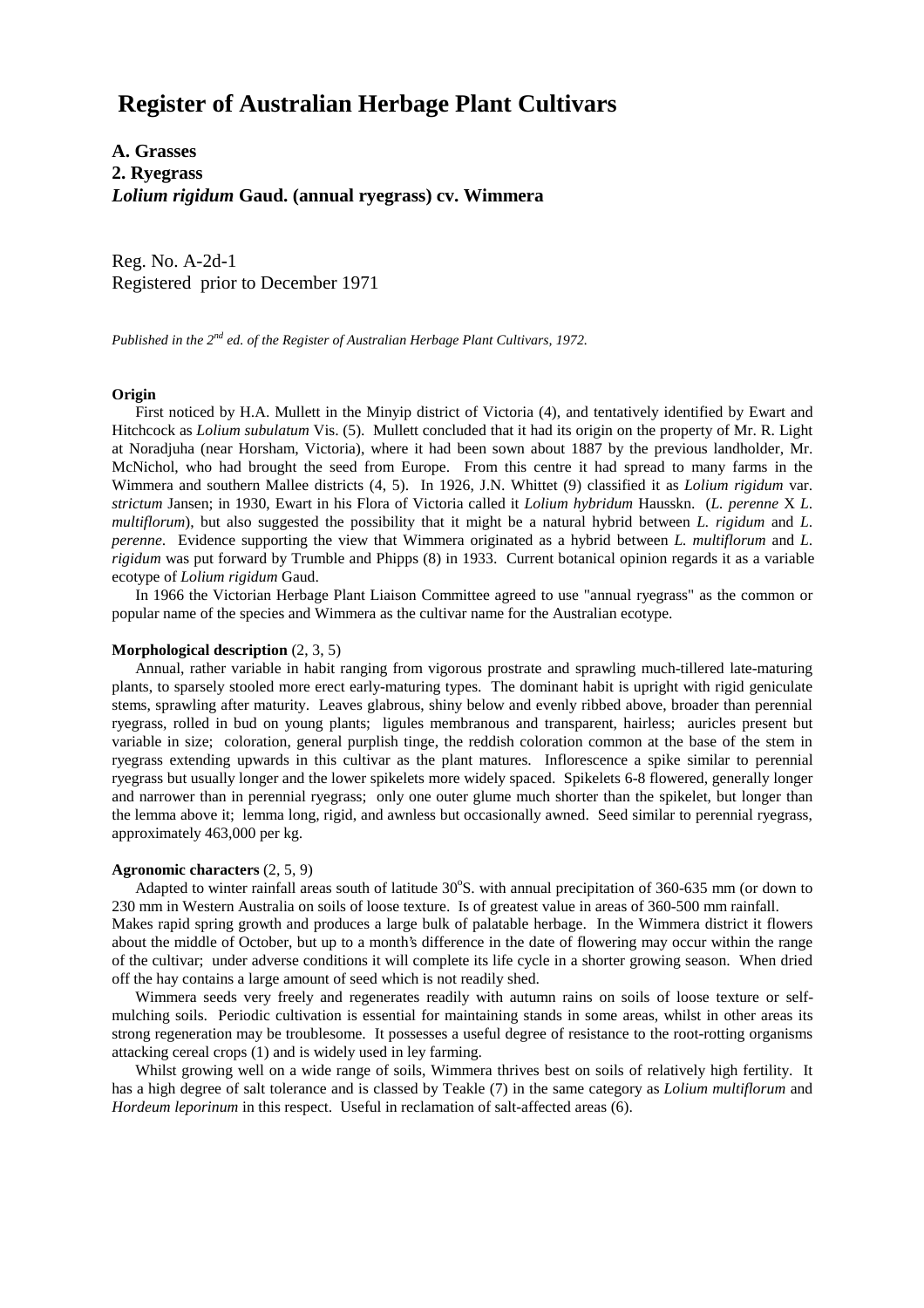# Register of Australian Herbage Plant Cultivars

**A. Grasses**
**2. Ryegrass**
***Lolium rigidum* Gaud. (annual ryegrass) cv. Wimmera**

Reg. No. A-2d-1
Registered prior to December 1971

*Published in the 2nd ed. of the Register of Australian Herbage Plant Cultivars, 1972.*

**Origin**

First noticed by H.A. Mullett in the Minyip district of Victoria (4), and tentatively identified by Ewart and Hitchcock as *Lolium subulatum* Vis. (5). Mullett concluded that it had its origin on the property of Mr. R. Light at Noradjuha (near Horsham, Victoria), where it had been sown about 1887 by the previous landholder, Mr. McNichol, who had brought the seed from Europe. From this centre it had spread to many farms in the Wimmera and southern Mallee districts (4, 5). In 1926, J.N. Whittet (9) classified it as *Lolium rigidum* var. *strictum* Jansen; in 1930, Ewart in his Flora of Victoria called it *Lolium hybridum* Hausskn. (*L. perenne* X *L. multiflorum*), but also suggested the possibility that it might be a natural hybrid between *L. rigidum* and *L. perenne*. Evidence supporting the view that Wimmera originated as a hybrid between *L. multiflorum* and *L. rigidum* was put forward by Trumble and Phipps (8) in 1933. Current botanical opinion regards it as a variable ecotype of *Lolium rigidum* Gaud.

In 1966 the Victorian Herbage Plant Liaison Committee agreed to use "annual ryegrass" as the common or popular name of the species and Wimmera as the cultivar name for the Australian ecotype.

**Morphological description** (2, 3, 5)

Annual, rather variable in habit ranging from vigorous prostrate and sprawling much-tillered late-maturing plants, to sparsely stooled more erect early-maturing types. The dominant habit is upright with rigid geniculate stems, sprawling after maturity. Leaves glabrous, shiny below and evenly ribbed above, broader than perennial ryegrass, rolled in bud on young plants; ligules membranous and transparent, hairless; auricles present but variable in size; coloration, general purplish tinge, the reddish coloration common at the base of the stem in ryegrass extending upwards in this cultivar as the plant matures. Inflorescence a spike similar to perennial ryegrass but usually longer and the lower spikelets more widely spaced. Spikelets 6-8 flowered, generally longer and narrower than in perennial ryegrass; only one outer glume much shorter than the spikelet, but longer than the lemma above it; lemma long, rigid, and awnless but occasionally awned. Seed similar to perennial ryegrass, approximately 463,000 per kg.

**Agronomic characters** (2, 5, 9)

Adapted to winter rainfall areas south of latitude 30°S. with annual precipitation of 360-635 mm (or down to 230 mm in Western Australia on soils of loose texture. Is of greatest value in areas of 360-500 mm rainfall. Makes rapid spring growth and produces a large bulk of palatable herbage. In the Wimmera district it flowers about the middle of October, but up to a month's difference in the date of flowering may occur within the range of the cultivar; under adverse conditions it will complete its life cycle in a shorter growing season. When dried off the hay contains a large amount of seed which is not readily shed.

Wimmera seeds very freely and regenerates readily with autumn rains on soils of loose texture or self-mulching soils. Periodic cultivation is essential for maintaining stands in some areas, whilst in other areas its strong regeneration may be troublesome. It possesses a useful degree of resistance to the root-rotting organisms attacking cereal crops (1) and is widely used in ley farming.

Whilst growing well on a wide range of soils, Wimmera thrives best on soils of relatively high fertility. It has a high degree of salt tolerance and is classed by Teakle (7) in the same category as *Lolium multiflorum* and *Hordeum leporinum* in this respect. Useful in reclamation of salt-affected areas (6).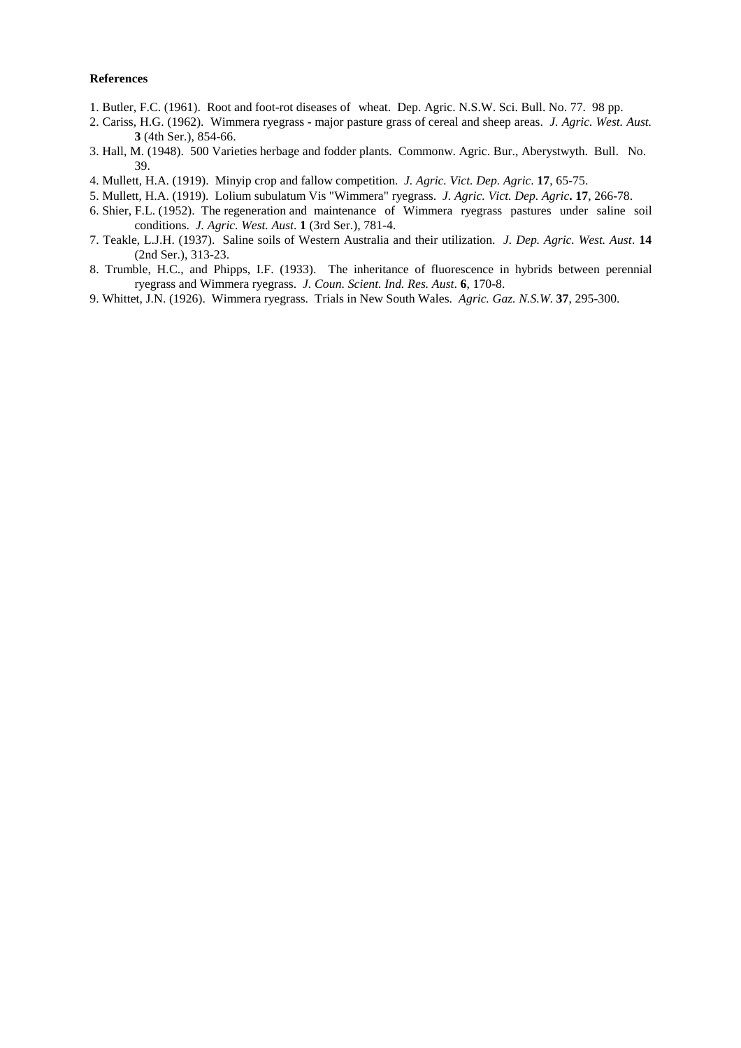**References**

1. Butler, F.C. (1961). Root and foot-rot diseases of wheat. Dep. Agric. N.S.W. Sci. Bull. No. 77. 98 pp.
2. Cariss, H.G. (1962). Wimmera ryegrass - major pasture grass of cereal and sheep areas. *J. Agric. West. Aust.* **3** (4th Ser.), 854-66.
3. Hall, M. (1948). 500 Varieties herbage and fodder plants. Commonw. Agric. Bur., Aberystwyth. Bull. No. 39.
4. Mullett, H.A. (1919). Minyip crop and fallow competition. *J. Agric. Vict. Dep. Agric.* **17**, 65-75.
5. Mullett, H.A. (1919). Lolium subulatum Vis "Wimmera" ryegrass. *J. Agric. Vict. Dep. Agric*. **17**, 266-78.
6. Shier, F.L. (1952). The regeneration and maintenance of Wimmera ryegrass pastures under saline soil conditions. *J. Agric. West. Aust*. **1** (3rd Ser.), 781-4.
7. Teakle, L.J.H. (1937). Saline soils of Western Australia and their utilization. *J. Dep. Agric. West. Aust*. **14** (2nd Ser.), 313-23.
8. Trumble, H.C., and Phipps, I.F. (1933). The inheritance of fluorescence in hybrids between perennial ryegrass and Wimmera ryegrass. *J. Coun. Scient. Ind. Res. Aust*. **6**, 170-8.
9. Whittet, J.N. (1926). Wimmera ryegrass. Trials in New South Wales. *Agric. Gaz. N.S.W.* **37**, 295-300.